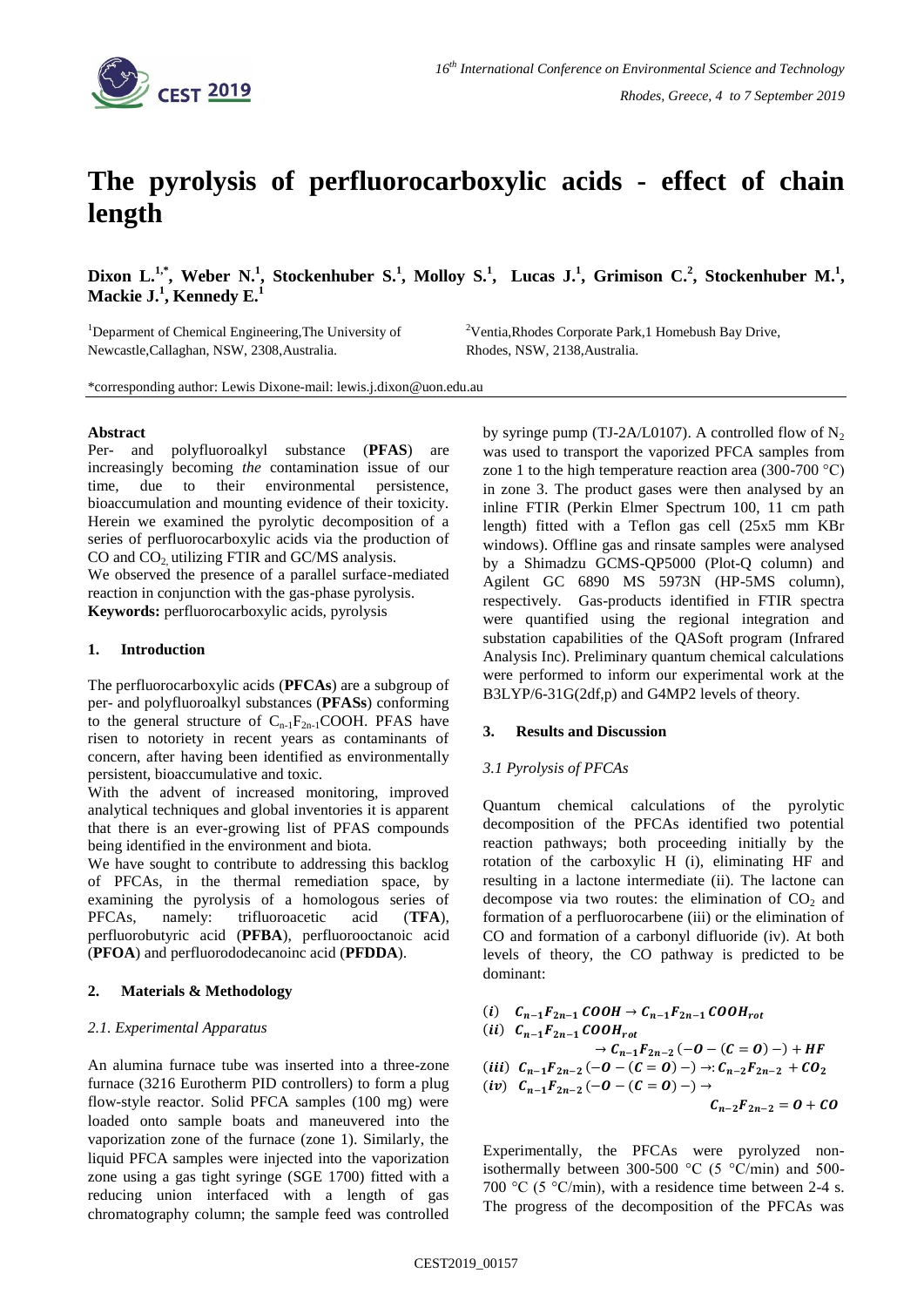# The pyrolysis of perfluorocarboxylic acids - effect of chain length

**Dixon L.[1,*], Weber N.[1], Stockenhuber S.[1], Molloy S.[1], Lucas J.[1], Grimison C.[2], Stockenhuber M.[1], Mackie J.[1], Kennedy E.[1]**

[1]Deparment of Chemical Engineering,The University of Newcastle,Callaghan, NSW, 2308,Australia.

[2]Ventia,Rhodes Corporate Park,1 Homebush Bay Drive, Rhodes, NSW, 2138,Australia.

*corresponding author: Lewis Dixone-mail: lewis.j.dixon@uon.edu.au

**Abstract**

Per- and polyfluoroalkyl substance (**PFAS**) are increasingly becoming *the* contamination issue of our time, due to their environmental persistence, bioaccumulation and mounting evidence of their toxicity. Herein we examined the pyrolytic decomposition of a series of perfluorocarboxylic acids via the production of CO and $CO_2$ utilizing FTIR and GC/MS analysis.

We observed the presence of a parallel surface-mediated reaction in conjunction with the gas-phase pyrolysis.

**Keywords:** perfluorocarboxylic acids, pyrolysis

## 1. Introduction

The perfluorocarboxylic acids (**PFCAs**) are a subgroup of per- and polyfluoroalkyl substances (**PFASs**) conforming to the general structure of $C_{n-1}F_{2n-1}COOH$. PFAS have risen to notoriety in recent years as contaminants of concern, after having been identified as environmentally persistent, bioaccumulative and toxic.

With the advent of increased monitoring, improved analytical techniques and global inventories it is apparent that there is an ever-growing list of PFAS compounds being identified in the environment and biota.

We have sought to contribute to addressing this backlog of PFCAs, in the thermal remediation space, by examining the pyrolysis of a homologous series of PFCAs, namely: trifluoroacetic acid (**TFA**), perfluorobutyric acid (**PFBA**), perfluorooctanoic acid (**PFOA**) and perfluorododecanoinc acid (**PFDDA**).

## 2. Materials & Methodology

### 2.1. Experimental Apparatus

An alumina furnace tube was inserted into a three-zone furnace (3216 Eurotherm PID controllers) to form a plug flow-style reactor. Solid PFCA samples (100 mg) were loaded onto sample boats and maneuvered into the vaporization zone of the furnace (zone 1). Similarly, the liquid PFCA samples were injected into the vaporization zone using a gas tight syringe (SGE 1700) fitted with a reducing union interfaced with a length of gas chromatography column; the sample feed was controlled by syringe pump (TJ-2A/L0107). A controlled flow of $N_2$ was used to transport the vaporized PFCA samples from zone 1 to the high temperature reaction area (300-700 °C) in zone 3. The product gases were then analysed by an inline FTIR (Perkin Elmer Spectrum 100, 11 cm path length) fitted with a Teflon gas cell (25x5 mm KBr windows). Offline gas and rinsate samples were analysed by a Shimadzu GCMS-QP5000 (Plot-Q column) and Agilent GC 6890 MS 5973N (HP-5MS column), respectively. Gas-products identified in FTIR spectra were quantified using the regional integration and substation capabilities of the QASoft program (Infrared Analysis Inc). Preliminary quantum chemical calculations were performed to inform our experimental work at the B3LYP/6-31G(2df,p) and G4MP2 levels of theory.

## 3. Results and Discussion

### 3.1 Pyrolysis of PFCAs

Quantum chemical calculations of the pyrolytic decomposition of the PFCAs identified two potential reaction pathways; both proceeding initially by the rotation of the carboxylic H (i), eliminating HF and resulting in a lactone intermediate (ii). The lactone can decompose via two routes: the elimination of $CO_2$ and formation of a perfluorocarbene (iii) or the elimination of CO and formation of a carbonyl difluoride (iv). At both levels of theory, the CO pathway is predicted to be dominant:

$$(i)\quad C_{n-1}F_{2n-1}\,COOH \rightarrow C_{n-1}F_{2n-1}\,COOH_{rot}$$

$$(ii)\quad C_{n-1}F_{2n-1}\,COOH_{rot} \rightarrow C_{n-1}F_{2n-2}\,(-O-(C=O)-) + HF$$

$$(iii)\quad C_{n-1}F_{2n-2}\,(-O-(C=O)-) \rightarrow :C_{n-2}F_{2n-2} + CO_2$$

$$(iv)\quad C_{n-1}F_{2n-2}\,(-O-(C=O)-) \rightarrow C_{n-2}F_{2n-2} = O + CO$$

Experimentally, the PFCAs were pyrolyzed non-isothermally between 300-500 °C (5 °C/min) and 500-700 °C (5 °C/min), with a residence time between 2-4 s. The progress of the decomposition of the PFCAs was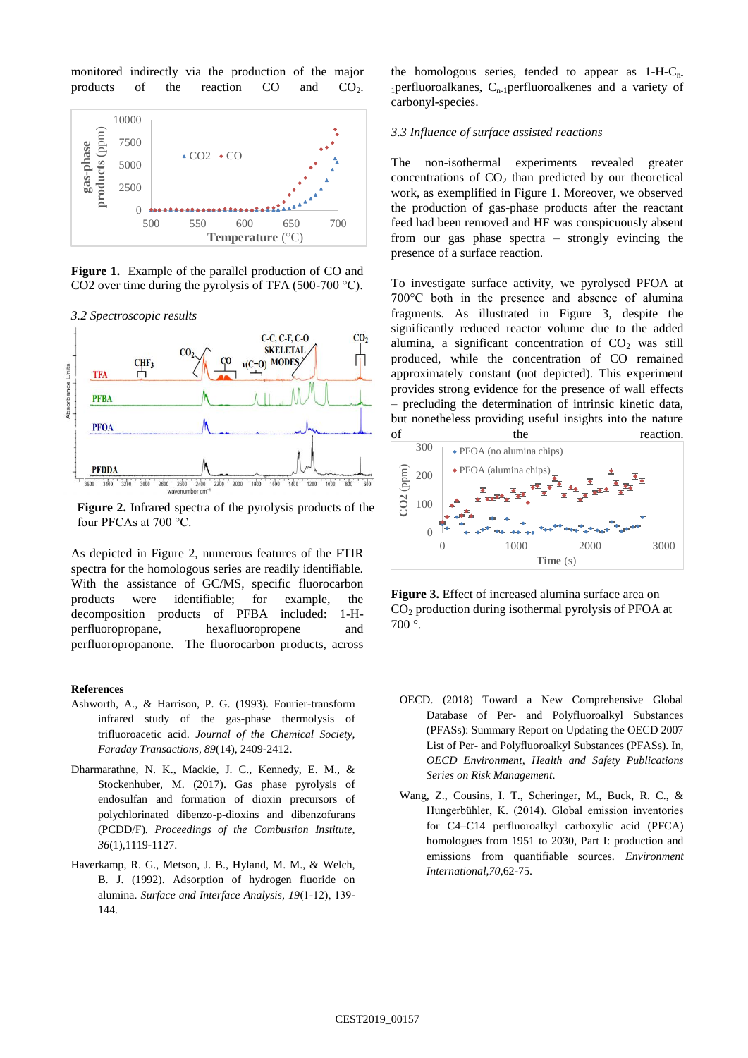monitored indirectly via the production of the major products of the reaction CO and $CO_2$.

10000
7500
5000
2500
0
gas-phase products (ppm)
500 550 600 650 700
Temperature (°C)
CO2 CO

**Figure 1.** Example of the parallel production of CO and CO2 over time during the pyrolysis of TFA (500-700 °C).

### *3.2 Spectroscopic results*

Absorbance Units
TFA
PFBA
PFOA
PFDDA
$CHF_3$
$CO_2$
CO
v(C=O)
C-C, C-F, C-O SKELETAL MODES
$CO_2$
3600 3400 3200 3000 2800 2600 2400 2200 2000 1800 1600 1400 1200 1000 800 600
Wavenumber cm⁻¹

**Figure 2.** Infrared spectra of the pyrolysis products of the four PFCAs at 700 °C.

As depicted in Figure 2, numerous features of the FTIR spectra for the homologous series are readily identifiable. With the assistance of GC/MS, specific fluorocarbon products were identifiable; for example, the decomposition products of PFBA included: 1-H-perfluoropropane, hexafluoropropene and perfluoropropanone. The fluorocarbon products, across the homologous series, tended to appear as 1-H-$C_{n-1}$perfluoroalkanes, $C_{n-1}$perfluoroalkenes and a variety of carbonyl-species.

### *3.3 Influence of surface assisted reactions*

The non-isothermal experiments revealed greater concentrations of $CO_2$ than predicted by our theoretical work, as exemplified in Figure 1. Moreover, we observed the production of gas-phase products after the reactant feed had been removed and HF was conspicuously absent from our gas phase spectra – strongly evincing the presence of a surface reaction.

To investigate surface activity, we pyrolysed PFOA at 700°C both in the presence and absence of alumina fragments. As illustrated in Figure 3, despite the significantly reduced reactor volume due to the added alumina, a significant concentration of $CO_2$ was still produced, while the concentration of CO remained approximately constant (not depicted). This experiment provides strong evidence for the presence of wall effects – precluding the determination of intrinsic kinetic data, but nonetheless providing useful insights into the nature of the reaction.

300
200
100
0
CO2 (ppm)
0 1000 2000 3000
Time (s)
PFOA (no alumina chips)
PFOA (alumina chips)

**Figure 3.** Effect of increased alumina surface area on $CO_2$ production during isothermal pyrolysis of PFOA at 700 °.

**References**

Ashworth, A., & Harrison, P. G. (1993). Fourier-transform infrared study of the gas-phase thermolysis of trifluoroacetic acid. *Journal of the Chemical Society, Faraday Transactions*, *89*(14), 2409-2412.

Dharmarathne, N. K., Mackie, J. C., Kennedy, E. M., & Stockenhuber, M. (2017). Gas phase pyrolysis of endosulfan and formation of dioxin precursors of polychlorinated dibenzo-p-dioxins and dibenzofurans (PCDD/F). *Proceedings of the Combustion Institute*, *36*(1),1119-1127.

Haverkamp, R. G., Metson, J. B., Hyland, M. M., & Welch, B. J. (1992). Adsorption of hydrogen fluoride on alumina. *Surface and Interface Analysis*, *19*(1-12), 139-144.

OECD. (2018) Toward a New Comprehensive Global Database of Per- and Polyfluoroalkyl Substances (PFASs): Summary Report on Updating the OECD 2007 List of Per- and Polyfluoroalkyl Substances (PFASs). In, *OECD Environment, Health and Safety Publications Series on Risk Management*.

Wang, Z., Cousins, I. T., Scheringer, M., Buck, R. C., & Hungerbühler, K. (2014). Global emission inventories for C4–C14 perfluoroalkyl carboxylic acid (PFCA) homologues from 1951 to 2030, Part I: production and emissions from quantifiable sources. *Environment International*,*70*,62-75.